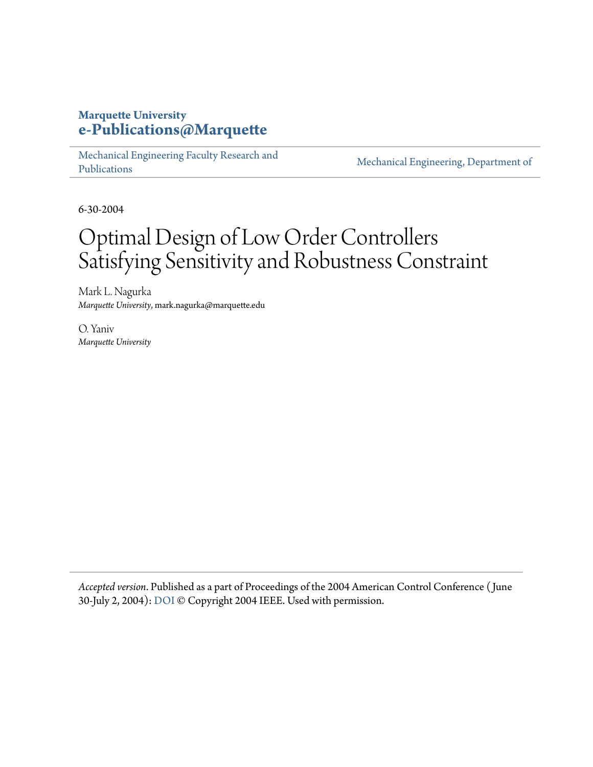**Marquette University**
**e-Publications@Marquette**

Mechanical Engineering Faculty Research and Publications | Mechanical Engineering, Department of

6-30-2004

# Optimal Design of Low Order Controllers Satisfying Sensitivity and Robustness Constraint

Mark L. Nagurka
*Marquette University*, mark.nagurka@marquette.edu

O. Yaniv
*Marquette University*

*Accepted version*. Published as a part of Proceedings of the 2004 American Control Conference (June 30-July 2, 2004): DOI © Copyright 2004 IEEE. Used with permission.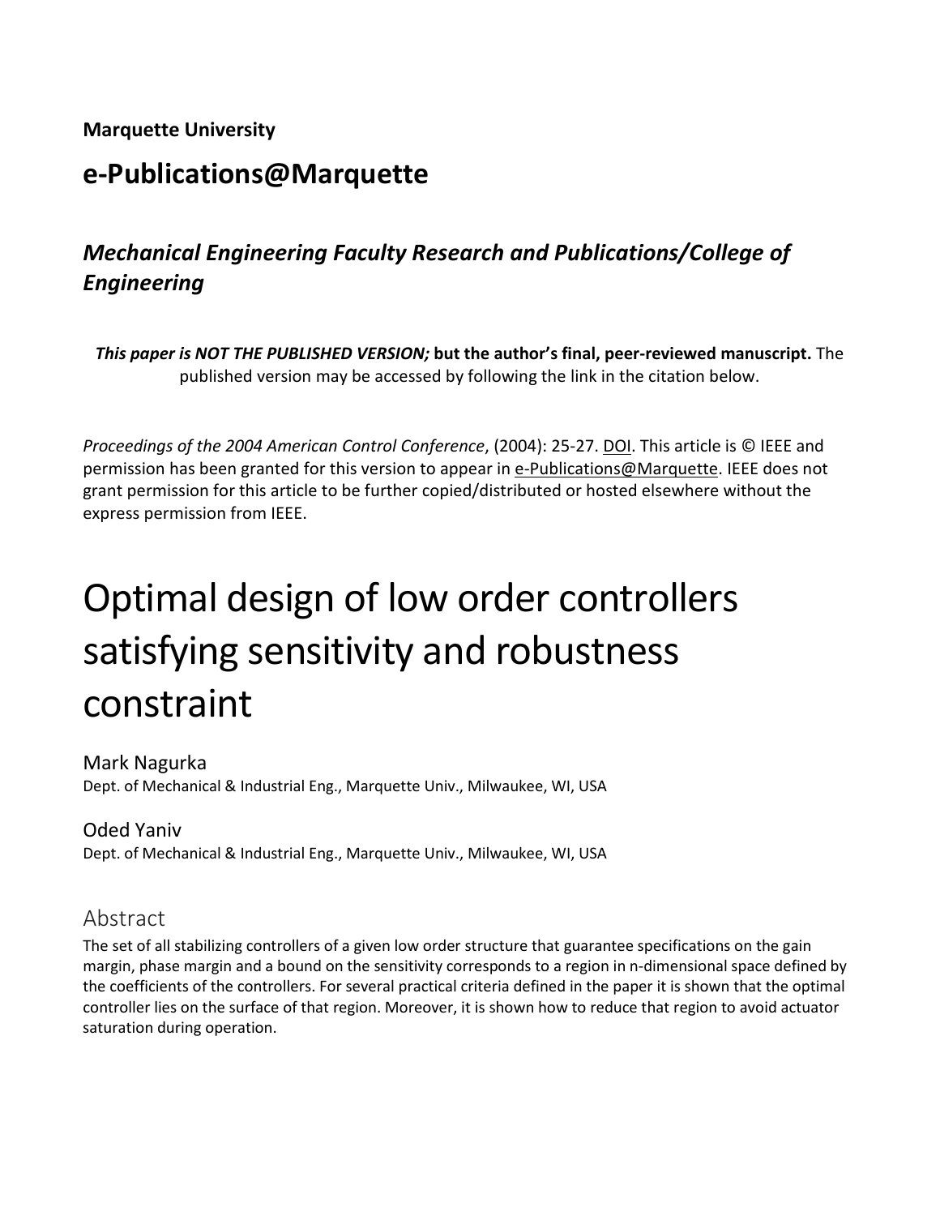**Marquette University**

## e-Publications@Marquette

### *Mechanical Engineering Faculty Research and Publications/College of Engineering*

***This paper is NOT THE PUBLISHED VERSION;* but the author's final, peer-reviewed manuscript.** The published version may be accessed by following the link in the citation below.

*Proceedings of the 2004 American Control Conference*, (2004): 25-27. DOI. This article is © IEEE and permission has been granted for this version to appear in e-Publications@Marquette. IEEE does not grant permission for this article to be further copied/distributed or hosted elsewhere without the express permission from IEEE.

# Optimal design of low order controllers satisfying sensitivity and robustness constraint

Mark Nagurka
Dept. of Mechanical & Industrial Eng., Marquette Univ., Milwaukee, WI, USA

Oded Yaniv
Dept. of Mechanical & Industrial Eng., Marquette Univ., Milwaukee, WI, USA

## Abstract

The set of all stabilizing controllers of a given low order structure that guarantee specifications on the gain margin, phase margin and a bound on the sensitivity corresponds to a region in n-dimensional space defined by the coefficients of the controllers. For several practical criteria defined in the paper it is shown that the optimal controller lies on the surface of that region. Moreover, it is shown how to reduce that region to avoid actuator saturation during operation.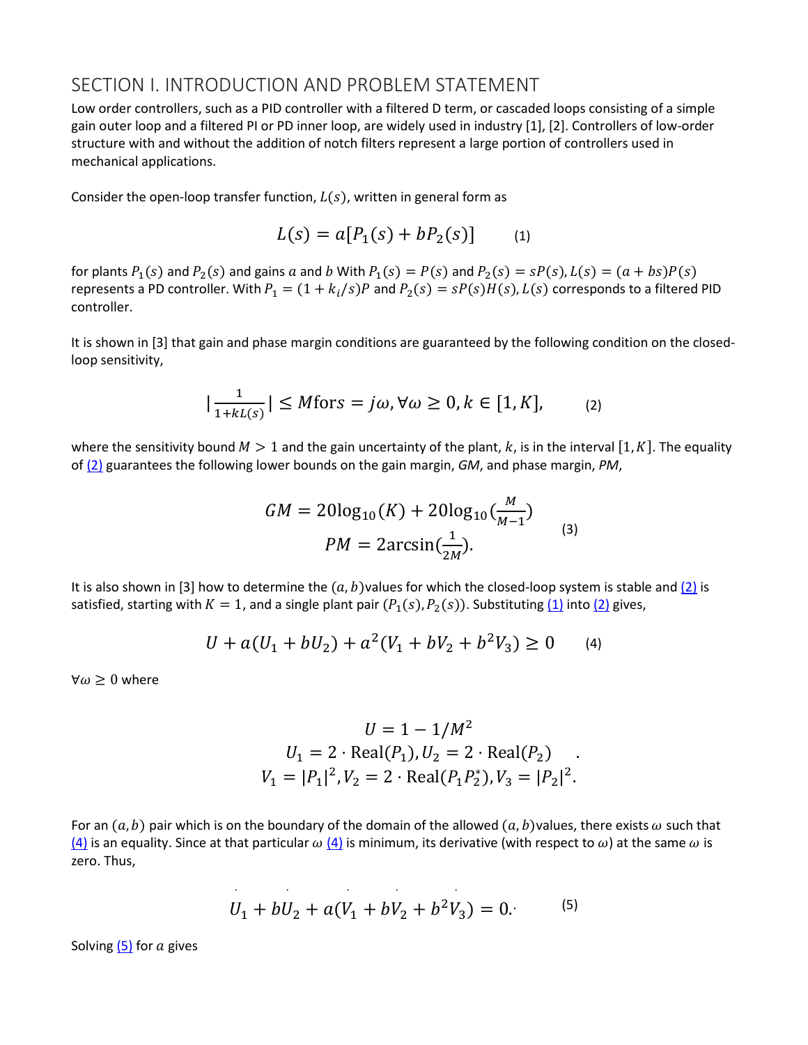## SECTION I. INTRODUCTION AND PROBLEM STATEMENT

Low order controllers, such as a PID controller with a filtered D term, or cascaded loops consisting of a simple gain outer loop and a filtered PI or PD inner loop, are widely used in industry [1], [2]. Controllers of low-order structure with and without the addition of notch filters represent a large portion of controllers used in mechanical applications.

Consider the open-loop transfer function, $L(s)$, written in general form as

$$L(s) = a[P_1(s) + bP_2(s)] \qquad (1)$$

for plants $P_1(s)$ and $P_2(s)$ and gains $a$ and $b$ With $P_1(s) = P(s)$ and $P_2(s) = sP(s), L(s) = (a + bs)P(s)$ represents a PD controller. With $P_1 = (1 + k_i/s)P$ and $P_2(s) = sP(s)H(s), L(s)$ corresponds to a filtered PID controller.

It is shown in [3] that gain and phase margin conditions are guaranteed by the following condition on the closed-loop sensitivity,

$$\left|\frac{1}{1+kL(s)}\right| \leq M \text{for} s = j\omega, \forall\omega \geq 0, k \in [1, K], \qquad (2)$$

where the sensitivity bound $M > 1$ and the gain uncertainty of the plant, $k$, is in the interval $[1, K]$. The equality of (2) guarantees the following lower bounds on the gain margin, *GM*, and phase margin, *PM*,

$$\begin{aligned} GM &= 20\log_{10}(K) + 20\log_{10}\left(\frac{M}{M-1}\right) \\ PM &= 2\arcsin\left(\frac{1}{2M}\right). \end{aligned} \qquad (3)$$

It is also shown in [3] how to determine the $(a, b)$values for which the closed-loop system is stable and (2) is satisfied, starting with $K = 1$, and a single plant pair $(P_1(s), P_2(s))$. Substituting (1) into (2) gives,

$$U + a(U_1 + bU_2) + a^2(V_1 + bV_2 + b^2V_3) \geq 0 \qquad (4)$$

$\forall\omega \geq 0$ where

$$\begin{aligned} U &= 1 - 1/M^2 \\ U_1 &= 2 \cdot \text{Real}(P_1), U_2 = 2 \cdot \text{Real}(P_2) \\ V_1 &= |P_1|^2, V_2 = 2 \cdot \text{Real}(P_1P_2^*), V_3 = |P_2|^2. \end{aligned}$$

For an $(a, b)$ pair which is on the boundary of the domain of the allowed $(a, b)$values, there exists $\omega$ such that (4) is an equality. Since at that particular $\omega$ (4) is minimum, its derivative (with respect to $\omega$) at the same $\omega$ is zero. Thus,

$$\dot{U}_1 + b\dot{U}_2 + a(\dot{V}_1 + b\dot{V}_2 + b^2\dot{V}_3) = 0. \qquad (5)$$

Solving (5) for $a$ gives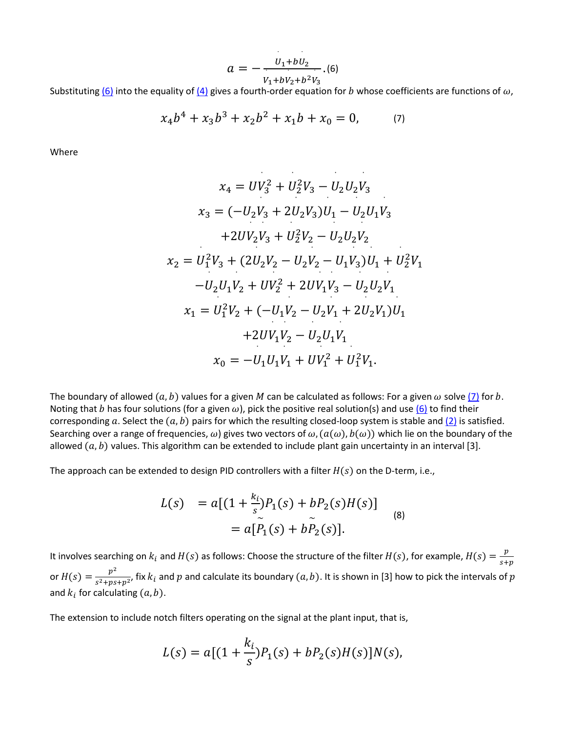$$a = -\frac{\dot{U}_1 + b\dot{U}_2}{\dot{V}_1 + b\dot{V}_2 + b^2\dot{V}_3}. \quad (6)$$

Substituting (6) into the equality of (4) gives a fourth-order equation for $b$ whose coefficients are functions of $\omega$,

$$x_4 b^4 + x_3 b^3 + x_2 b^2 + x_1 b + x_0 = 0, \qquad (7)$$

Where

$$
\begin{aligned}
x_4 &= \dot{U}V_3^2 + U_2^2\dot{V}_3 - \dot{U}_2 U_2 V_3 \\
x_3 &= (-\dot{U}_2 V_3 + 2U_2\dot{V}_3)U_1 - \dot{U}_2 U_1 V_3 \\
&\quad + 2\dot{U}V_2 V_3 + U_2^2\dot{V}_2 - \dot{U}_2 U_2 V_2 \\
x_2 &= U_1^2\dot{V}_3 + (2U_2\dot{V}_2 - \dot{U}_2 V_2 - \dot{U}_1 V_3)U_1 + U_2^2\dot{V}_1 \\
&\quad - \dot{U}_2 U_1 V_2 + \dot{U}V_2^2 + 2\dot{U}V_1 V_3 - \dot{U}_2 U_2 V_1 \\
x_1 &= U_1^2\dot{V}_2 + (-\dot{U}_1 V_2 - \dot{U}_2 V_1 + 2U_2\dot{V}_1)U_1 \\
&\quad + 2\dot{U}V_1 V_2 - \dot{U}_2 U_1 V_1 \\
x_0 &= -\dot{U}_1 U_1 V_1 + \dot{U}V_1^2 + U_1^2\dot{V}_1.
\end{aligned}
$$

The boundary of allowed $(a, b)$ values for a given $M$ can be calculated as follows: For a given $\omega$ solve (7) for $b$. Noting that $b$ has four solutions (for a given $\omega$), pick the positive real solution(s) and use (6) to find their corresponding $a$. Select the $(a, b)$ pairs for which the resulting closed-loop system is stable and (2) is satisfied. Searching over a range of frequencies, $\omega$) gives two vectors of $\omega, (a(\omega), b(\omega))$ which lie on the boundary of the allowed $(a, b)$ values. This algorithm can be extended to include plant gain uncertainty in an interval [3].

The approach can be extended to design PID controllers with a filter $H(s)$ on the D-term, i.e.,

$$
\begin{aligned}
L(s) &= a[(1 + \tfrac{k_i}{s})P_1(s) + bP_2(s)H(s)] \\
&= a[\tilde{P}_1(s) + b\tilde{P}_2(s)].
\end{aligned} \qquad (8)
$$

It involves searching on $k_i$ and $H(s)$ as follows: Choose the structure of the filter $H(s)$, for example, $H(s) = \frac{p}{s+p}$ or $H(s) = \frac{p^2}{s^2+ps+p^2}$, fix $k_i$ and $p$ and calculate its boundary $(a, b)$. It is shown in [3] how to pick the intervals of $p$ and $k_i$ for calculating $(a, b)$.

The extension to include notch filters operating on the signal at the plant input, that is,

$$L(s) = a[(1 + \frac{k_i}{s})P_1(s) + bP_2(s)H(s)]N(s),$$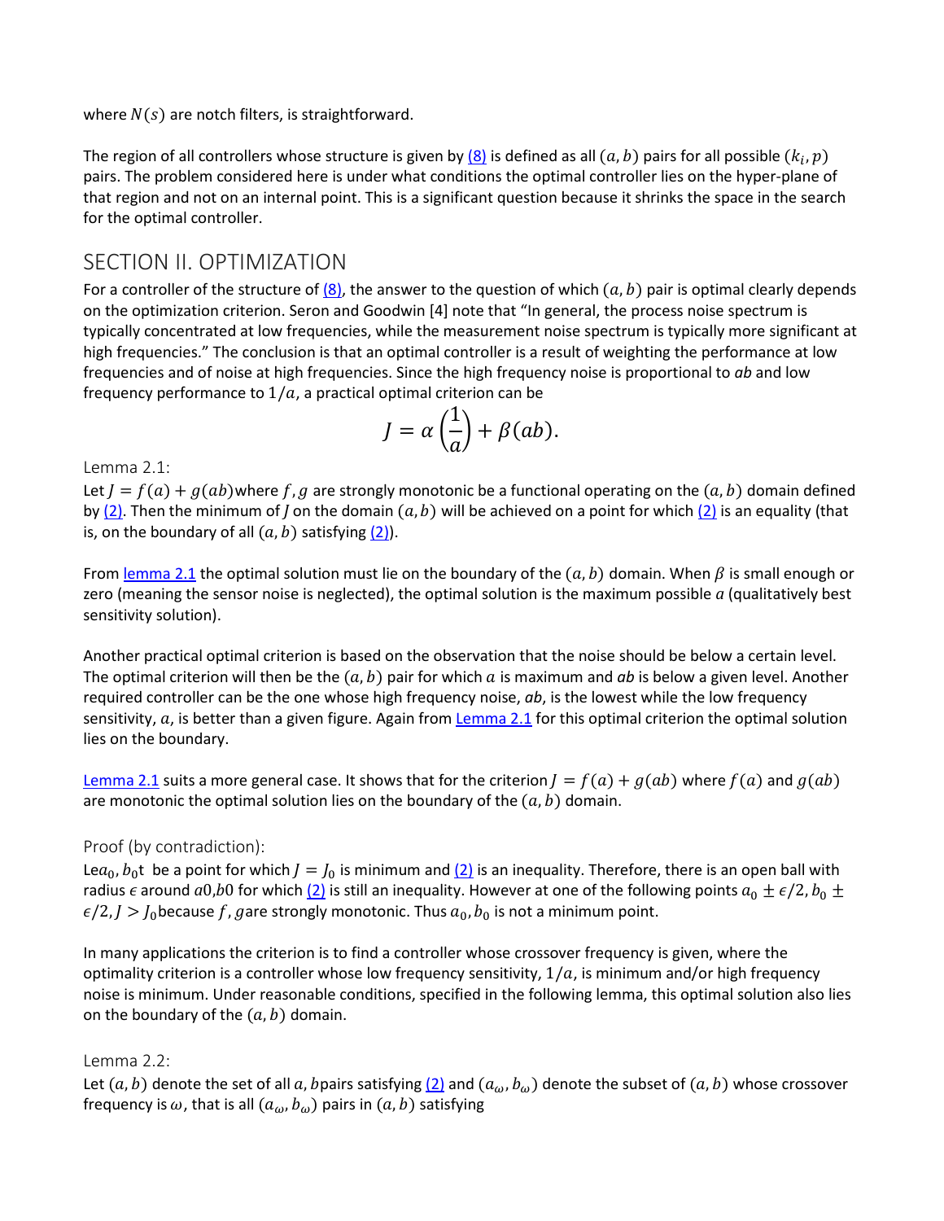where $N(s)$ are notch filters, is straightforward.

The region of all controllers whose structure is given by (8) is defined as all $(a, b)$ pairs for all possible $(k_i, p)$ pairs. The problem considered here is under what conditions the optimal controller lies on the hyper-plane of that region and not on an internal point. This is a significant question because it shrinks the space in the search for the optimal controller.

## SECTION II. OPTIMIZATION

For a controller of the structure of (8), the answer to the question of which $(a, b)$ pair is optimal clearly depends on the optimization criterion. Seron and Goodwin [4] note that "In general, the process noise spectrum is typically concentrated at low frequencies, while the measurement noise spectrum is typically more significant at high frequencies." The conclusion is that an optimal controller is a result of weighting the performance at low frequencies and of noise at high frequencies. Since the high frequency noise is proportional to *ab* and low frequency performance to $1/a$, a practical optimal criterion can be

$$J = \alpha\left(\frac{1}{a}\right) + \beta(ab).$$

### Lemma 2.1:

Let $J = f(a) + g(ab)$ where $f, g$ are strongly monotonic be a functional operating on the $(a, b)$ domain defined by (2). Then the minimum of $J$ on the domain $(a, b)$ will be achieved on a point for which (2) is an equality (that is, on the boundary of all $(a, b)$ satisfying (2)).

From lemma 2.1 the optimal solution must lie on the boundary of the $(a, b)$ domain. When $\beta$ is small enough or zero (meaning the sensor noise is neglected), the optimal solution is the maximum possible $a$ (qualitatively best sensitivity solution).

Another practical optimal criterion is based on the observation that the noise should be below a certain level. The optimal criterion will then be the $(a, b)$ pair for which $a$ is maximum and $ab$ is below a given level. Another required controller can be the one whose high frequency noise, *ab*, is the lowest while the low frequency sensitivity, $a$, is better than a given figure. Again from Lemma 2.1 for this optimal criterion the optimal solution lies on the boundary.

Lemma 2.1 suits a more general case. It shows that for the criterion $J = f(a) + g(ab)$ where $f(a)$ and $g(ab)$ are monotonic the optimal solution lies on the boundary of the $(a, b)$ domain.

### Proof (by contradiction):

Let $a_0, b_0$ be a point for which $J = J_0$ is minimum and (2) is an inequality. Therefore, there is an open ball with radius $\epsilon$ around $a_0, b_0$ for which (2) is still an inequality. However at one of the following points $a_0 \pm \epsilon/2, b_0 \pm \epsilon/2, J > J_0$ because $f, g$ are strongly monotonic. Thus $a_0, b_0$ is not a minimum point.

In many applications the criterion is to find a controller whose crossover frequency is given, where the optimality criterion is a controller whose low frequency sensitivity, $1/a$, is minimum and/or high frequency noise is minimum. Under reasonable conditions, specified in the following lemma, this optimal solution also lies on the boundary of the $(a, b)$ domain.

### Lemma 2.2:

Let $(a, b)$ denote the set of all $a, b$ pairs satisfying (2) and $(a_\omega, b_\omega)$ denote the subset of $(a, b)$ whose crossover frequency is $\omega$, that is all $(a_\omega, b_\omega)$ pairs in $(a, b)$ satisfying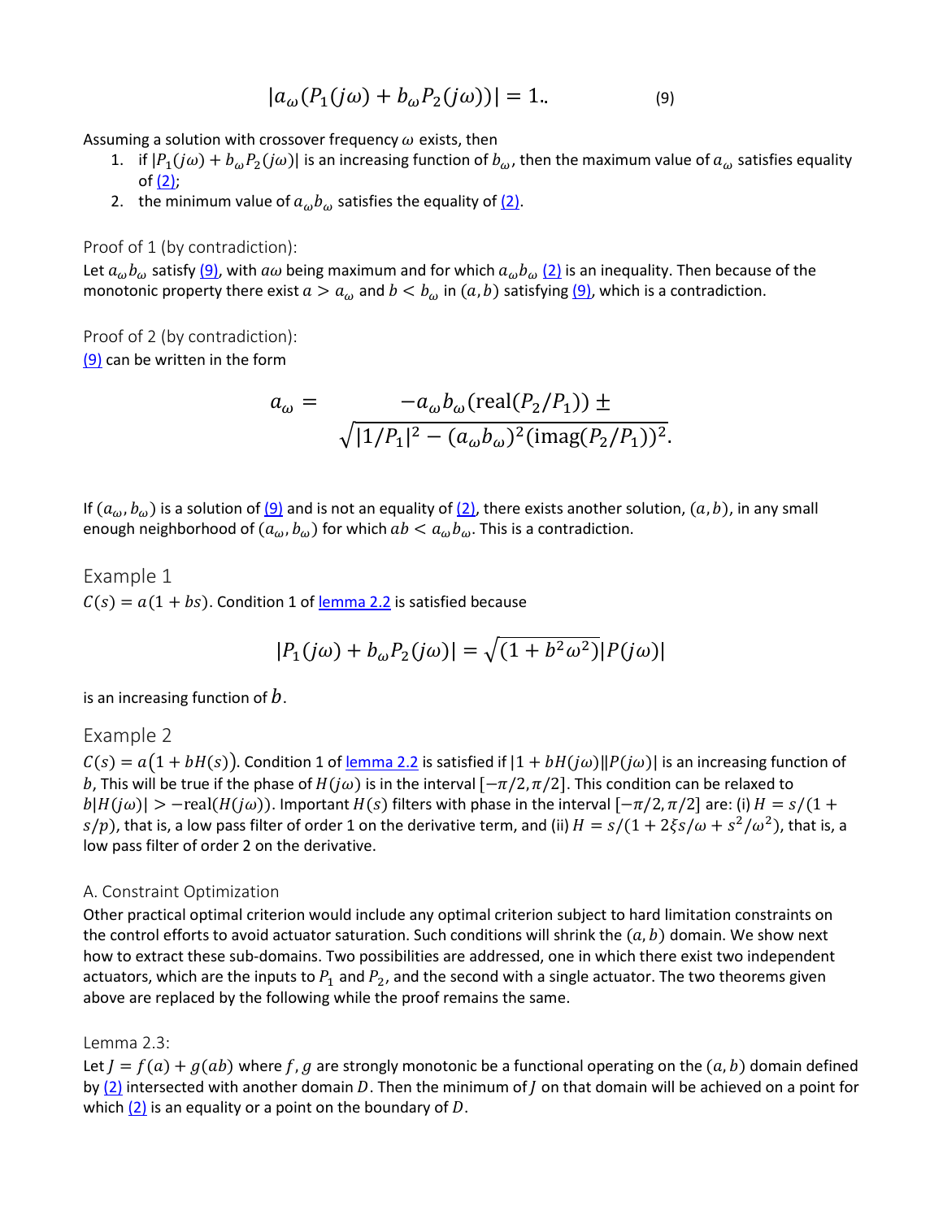$$|a_\omega(P_1(j\omega) + b_\omega P_2(j\omega))| = 1.. \qquad (9)$$

Assuming a solution with crossover frequency $\omega$ exists, then

1. if $|P_1(j\omega) + b_\omega P_2(j\omega)|$ is an increasing function of $b_\omega$, then the maximum value of $a_\omega$ satisfies equality of (2);
2. the minimum value of $a_\omega b_\omega$ satisfies the equality of (2).

Proof of 1 (by contradiction):

Let $a_\omega b_\omega$ satisfy (9), with $a\omega$ being maximum and for which $a_\omega b_\omega$ (2) is an inequality. Then because of the monotonic property there exist $a > a_\omega$ and $b < b_\omega$ in $(a, b)$ satisfying (9), which is a contradiction.

Proof of 2 (by contradiction):

(9) can be written in the form

$$a_\omega = \frac{-a_\omega b_\omega(\text{real}(P_2/P_1)) \pm}{\sqrt{|1/P_1|^2 - (a_\omega b_\omega)^2(\text{imag}(P_2/P_1))^2}.}$$

If $(a_\omega, b_\omega)$ is a solution of (9) and is not an equality of (2), there exists another solution, $(a, b)$, in any small enough neighborhood of $(a_\omega, b_\omega)$ for which $ab < a_\omega b_\omega$. This is a contradiction.

## Example 1

$C(s) = a(1 + bs)$. Condition 1 of lemma 2.2 is satisfied because

$$|P_1(j\omega) + b_\omega P_2(j\omega)| = \sqrt{(1 + b^2\omega^2)}|P(j\omega)|$$

is an increasing function of $b$.

## Example 2

$C(s) = a\big(1 + bH(s)\big)$. Condition 1 of lemma 2.2 is satisfied if $|1 + bH(j\omega)||P(j\omega)|$ is an increasing function of $b$, This will be true if the phase of $H(j\omega)$ is in the interval $[-\pi/2, \pi/2]$. This condition can be relaxed to $b|H(j\omega)| > -\text{real}(H(j\omega))$. Important $H(s)$ filters with phase in the interval $[-\pi/2, \pi/2]$ are: (i) $H = s/(1 + s/p)$, that is, a low pass filter of order 1 on the derivative term, and (ii) $H = s/(1 + 2\xi s/\omega + s^2/\omega^2)$, that is, a low pass filter of order 2 on the derivative.

### A. Constraint Optimization

Other practical optimal criterion would include any optimal criterion subject to hard limitation constraints on the control efforts to avoid actuator saturation. Such conditions will shrink the $(a, b)$ domain. We show next how to extract these sub-domains. Two possibilities are addressed, one in which there exist two independent actuators, which are the inputs to $P_1$ and $P_2$, and the second with a single actuator. The two theorems given above are replaced by the following while the proof remains the same.

Lemma 2.3:

Let $J = f(a) + g(ab)$ where $f, g$ are strongly monotonic be a functional operating on the $(a, b)$ domain defined by (2) intersected with another domain $D$. Then the minimum of $J$ on that domain will be achieved on a point for which (2) is an equality or a point on the boundary of $D$.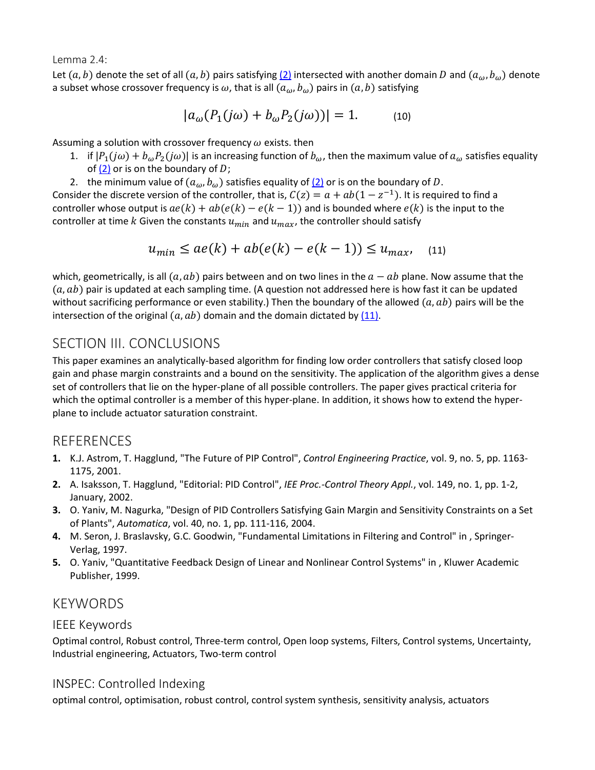Lemma 2.4:

Let $(a, b)$ denote the set of all $(a, b)$ pairs satisfying (2) intersected with another domain $D$ and $(a_\omega, b_\omega)$ denote a subset whose crossover frequency is $\omega$, that is all $(a_\omega, b_\omega)$ pairs in $(a, b)$ satisfying

$$|a_\omega(P_1(j\omega) + b_\omega P_2(j\omega))| = 1. \qquad (10)$$

Assuming a solution with crossover frequency $\omega$ exists. then

1. if $|P_1(j\omega) + b_\omega P_2(j\omega)|$ is an increasing function of $b_\omega$, then the maximum value of $a_\omega$ satisfies equality of (2) or is on the boundary of $D$;
2. the minimum value of $(a_\omega, b_\omega)$ satisfies equality of (2) or is on the boundary of $D$.

Consider the discrete version of the controller, that is, $C(z) = a + ab(1 - z^{-1})$. It is required to find a controller whose output is $ae(k) + ab(e(k) - e(k-1))$ and is bounded where $e(k)$ is the input to the controller at time $k$ Given the constants $u_{min}$ and $u_{max}$, the controller should satisfy

$$u_{min} \leq ae(k) + ab(e(k) - e(k-1)) \leq u_{max}, \qquad (11)$$

which, geometrically, is all $(a, ab)$ pairs between and on two lines in the $a - ab$ plane. Now assume that the $(a, ab)$ pair is updated at each sampling time. (A question not addressed here is how fast it can be updated without sacrificing performance or even stability.) Then the boundary of the allowed $(a, ab)$ pairs will be the intersection of the original $(a, ab)$ domain and the domain dictated by (11).

## SECTION III. CONCLUSIONS

This paper examines an analytically-based algorithm for finding low order controllers that satisfy closed loop gain and phase margin constraints and a bound on the sensitivity. The application of the algorithm gives a dense set of controllers that lie on the hyper-plane of all possible controllers. The paper gives practical criteria for which the optimal controller is a member of this hyper-plane. In addition, it shows how to extend the hyper-plane to include actuator saturation constraint.

## REFERENCES

1. K.J. Astrom, T. Hagglund, "The Future of PIP Control", *Control Engineering Practice*, vol. 9, no. 5, pp. 1163-1175, 2001.
2. A. Isaksson, T. Hagglund, "Editorial: PID Control", *IEE Proc.-Control Theory Appl.*, vol. 149, no. 1, pp. 1-2, January, 2002.
3. O. Yaniv, M. Nagurka, "Design of PID Controllers Satisfying Gain Margin and Sensitivity Constraints on a Set of Plants", *Automatica*, vol. 40, no. 1, pp. 111-116, 2004.
4. M. Seron, J. Braslavsky, G.C. Goodwin, "Fundamental Limitations in Filtering and Control" in , Springer-Verlag, 1997.
5. O. Yaniv, "Quantitative Feedback Design of Linear and Nonlinear Control Systems" in , Kluwer Academic Publisher, 1999.

## KEYWORDS

### IEEE Keywords

Optimal control, Robust control, Three-term control, Open loop systems, Filters, Control systems, Uncertainty, Industrial engineering, Actuators, Two-term control

### INSPEC: Controlled Indexing

optimal control, optimisation, robust control, control system synthesis, sensitivity analysis, actuators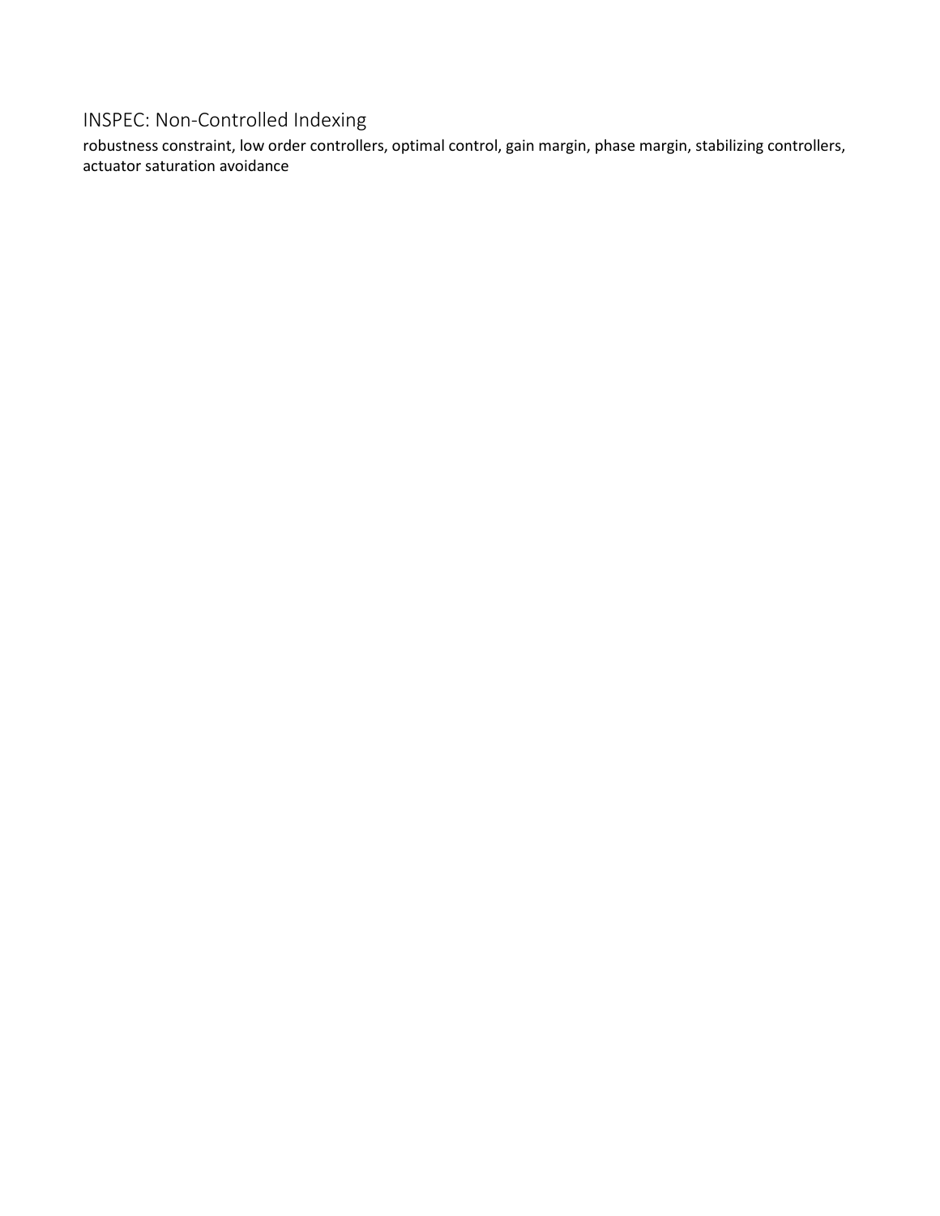## INSPEC: Non-Controlled Indexing

robustness constraint, low order controllers, optimal control, gain margin, phase margin, stabilizing controllers, actuator saturation avoidance